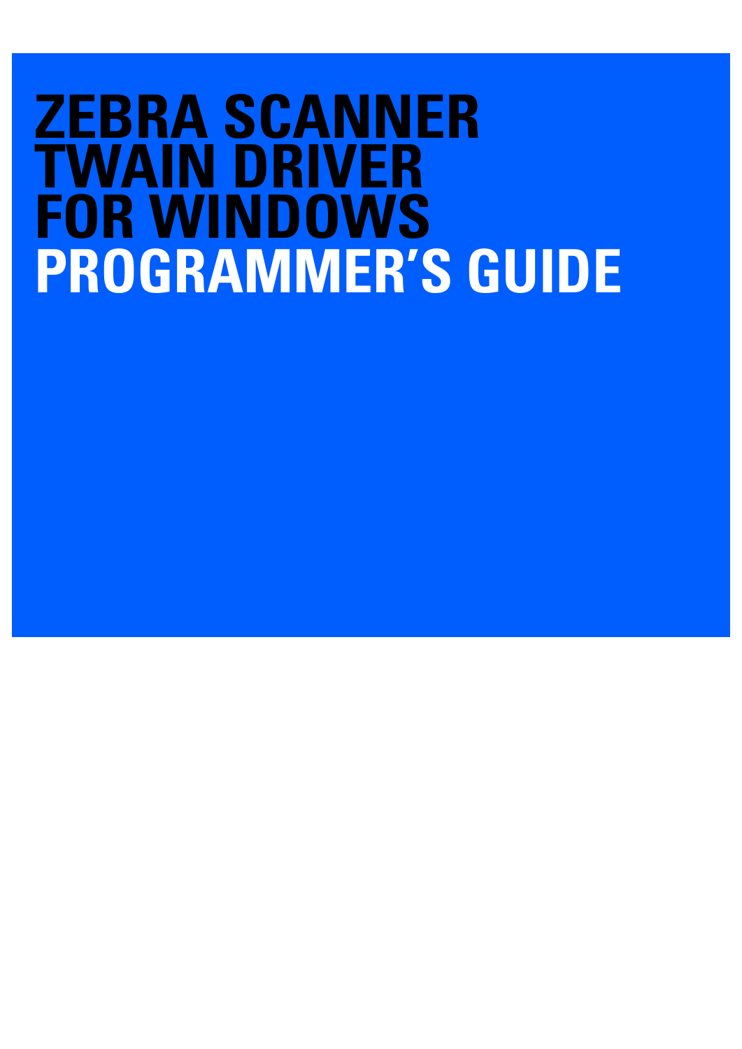# ZEBRA SCANNER TWAIN DRIVER FOR WINDOWS

# PROGRAMMER'S GUIDE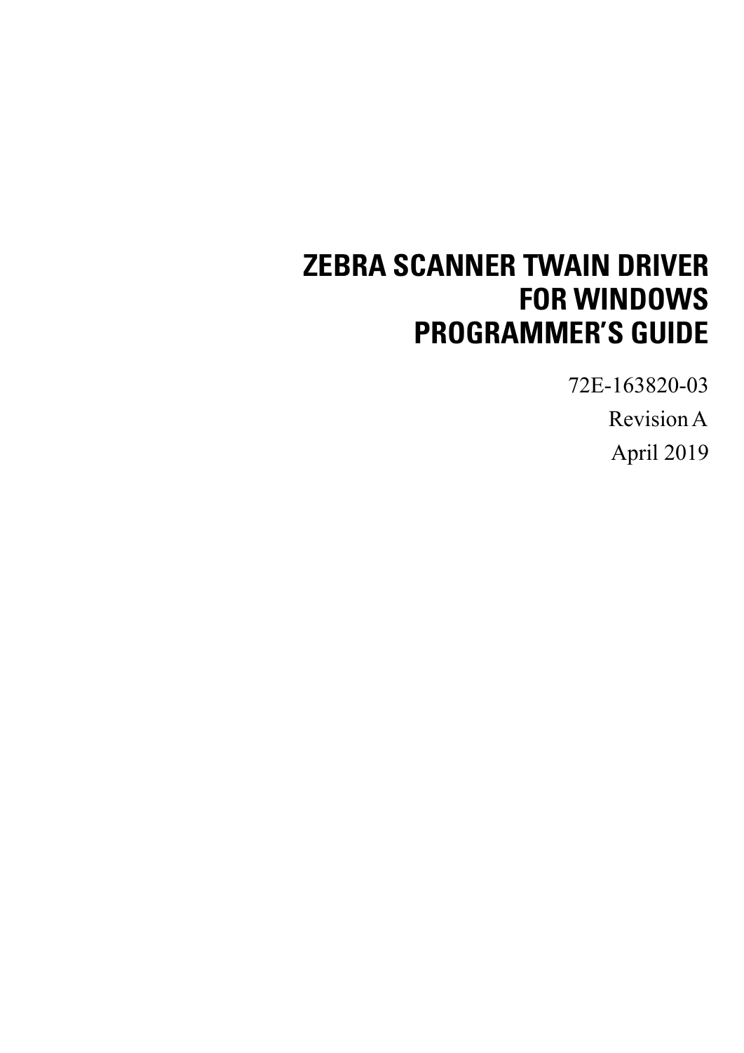# ZEBRA SCANNER TWAIN DRIVER FOR WINDOWS PROGRAMMER'S GUIDE

72E-163820-03

Revision A

April 2019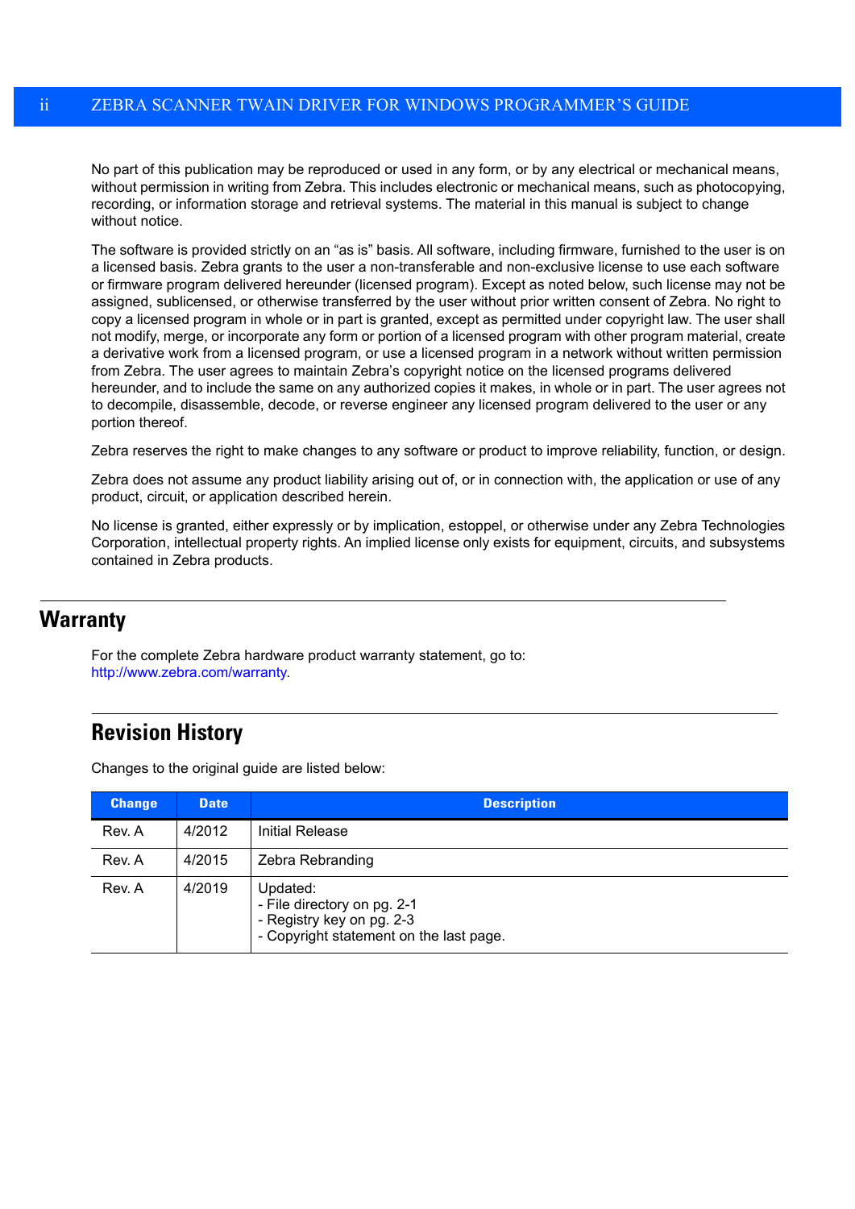No part of this publication may be reproduced or used in any form, or by any electrical or mechanical means, without permission in writing from Zebra. This includes electronic or mechanical means, such as photocopying, recording, or information storage and retrieval systems. The material in this manual is subject to change without notice.

The software is provided strictly on an "as is" basis. All software, including firmware, furnished to the user is on a licensed basis. Zebra grants to the user a non-transferable and non-exclusive license to use each software or firmware program delivered hereunder (licensed program). Except as noted below, such license may not be assigned, sublicensed, or otherwise transferred by the user without prior written consent of Zebra. No right to copy a licensed program in whole or in part is granted, except as permitted under copyright law. The user shall not modify, merge, or incorporate any form or portion of a licensed program with other program material, create a derivative work from a licensed program, or use a licensed program in a network without written permission from Zebra. The user agrees to maintain Zebra's copyright notice on the licensed programs delivered hereunder, and to include the same on any authorized copies it makes, in whole or in part. The user agrees not to decompile, disassemble, decode, or reverse engineer any licensed program delivered to the user or any portion thereof.

Zebra reserves the right to make changes to any software or product to improve reliability, function, or design.

Zebra does not assume any product liability arising out of, or in connection with, the application or use of any product, circuit, or application described herein.

No license is granted, either expressly or by implication, estoppel, or otherwise under any Zebra Technologies Corporation, intellectual property rights. An implied license only exists for equipment, circuits, and subsystems contained in Zebra products.

## Warranty

For the complete Zebra hardware product warranty statement, go to: http://www.zebra.com/warranty.

## Revision History

Changes to the original guide are listed below:

| Change | Date | Description |
|---|---|---|
| Rev. A | 4/2012 | Initial Release |
| Rev. A | 4/2015 | Zebra Rebranding |
| Rev. A | 4/2019 | Updated:<br>- File directory on pg. 2-1<br>- Registry key on pg. 2-3<br>- Copyright statement on the last page. |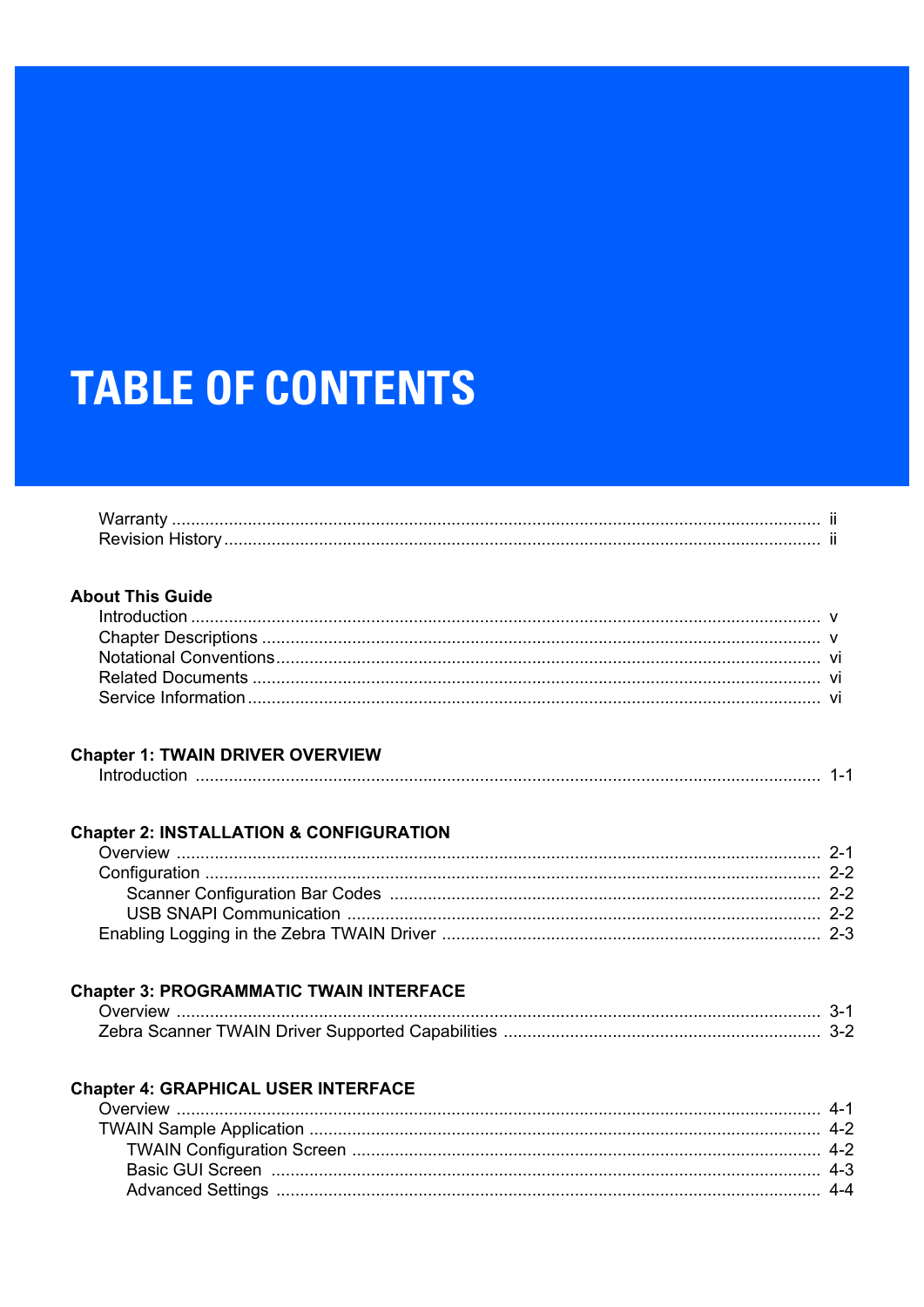# TABLE OF CONTENTS

Warranty ........ ii
Revision History ........ ii

**About This Guide**

Introduction ........ v
Chapter Descriptions ........ v
Notational Conventions ........ vi
Related Documents ........ vi
Service Information ........ vi

**Chapter 1: TWAIN DRIVER OVERVIEW**

Introduction ........ 1-1

**Chapter 2: INSTALLATION & CONFIGURATION**

Overview ........ 2-1
Configuration ........ 2-2
  Scanner Configuration Bar Codes ........ 2-2
  USB SNAPI Communication ........ 2-2
Enabling Logging in the Zebra TWAIN Driver ........ 2-3

**Chapter 3: PROGRAMMATIC TWAIN INTERFACE**

Overview ........ 3-1
Zebra Scanner TWAIN Driver Supported Capabilities ........ 3-2

**Chapter 4: GRAPHICAL USER INTERFACE**

Overview ........ 4-1
TWAIN Sample Application ........ 4-2
  TWAIN Configuration Screen ........ 4-2
  Basic GUI Screen ........ 4-3
  Advanced Settings ........ 4-4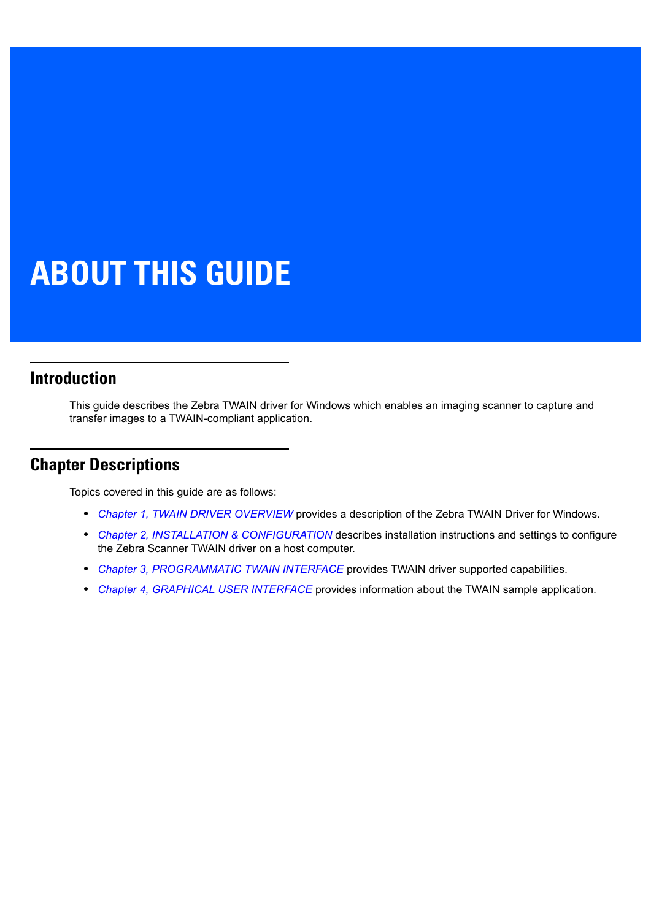# ABOUT THIS GUIDE

## Introduction

This guide describes the Zebra TWAIN driver for Windows which enables an imaging scanner to capture and transfer images to a TWAIN-compliant application.

## Chapter Descriptions

Topics covered in this guide are as follows:

- *Chapter 1, TWAIN DRIVER OVERVIEW* provides a description of the Zebra TWAIN Driver for Windows.
- *Chapter 2, INSTALLATION & CONFIGURATION* describes installation instructions and settings to configure the Zebra Scanner TWAIN driver on a host computer.
- *Chapter 3, PROGRAMMATIC TWAIN INTERFACE* provides TWAIN driver supported capabilities.
- *Chapter 4, GRAPHICAL USER INTERFACE* provides information about the TWAIN sample application.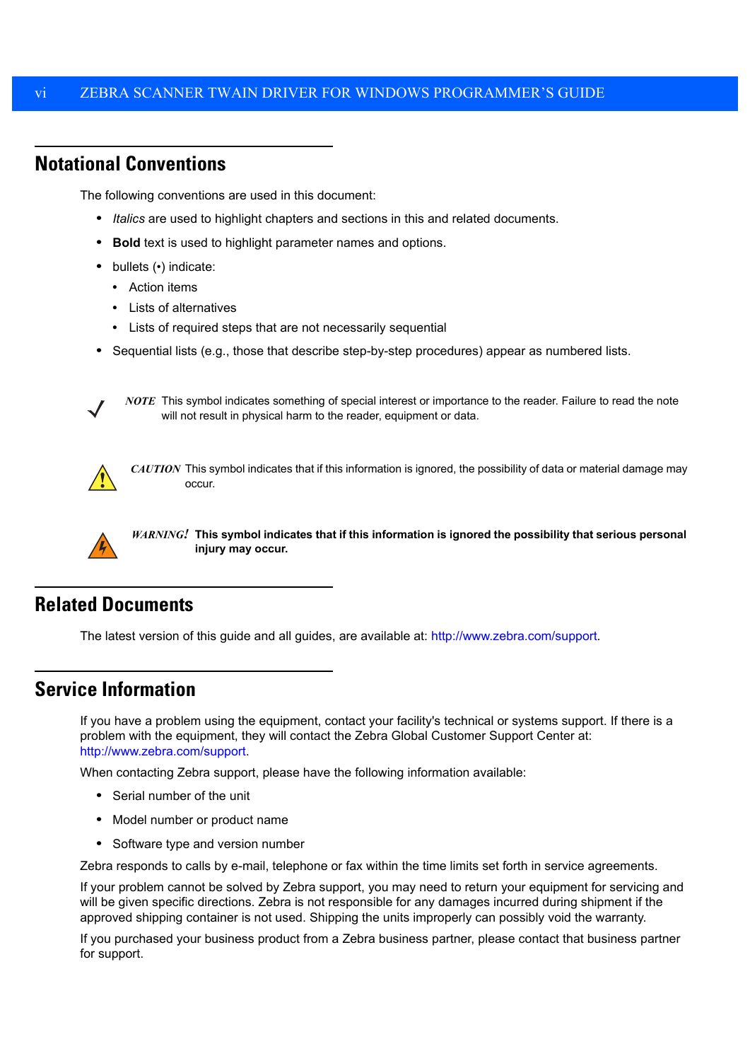## Notational Conventions

The following conventions are used in this document:

- *Italics* are used to highlight chapters and sections in this and related documents.
- **Bold** text is used to highlight parameter names and options.
- bullets (•) indicate:
    - Action items
    - Lists of alternatives
    - Lists of required steps that are not necessarily sequential
- Sequential lists (e.g., those that describe step-by-step procedures) appear as numbered lists.

*NOTE* This symbol indicates something of special interest or importance to the reader. Failure to read the note will not result in physical harm to the reader, equipment or data.

*CAUTION* This symbol indicates that if this information is ignored, the possibility of data or material damage may occur.

*WARNING!* **This symbol indicates that if this information is ignored the possibility that serious personal injury may occur.**

## Related Documents

The latest version of this guide and all guides, are available at: http://www.zebra.com/support.

## Service Information

If you have a problem using the equipment, contact your facility's technical or systems support. If there is a problem with the equipment, they will contact the Zebra Global Customer Support Center at: http://www.zebra.com/support.

When contacting Zebra support, please have the following information available:

- Serial number of the unit
- Model number or product name
- Software type and version number

Zebra responds to calls by e-mail, telephone or fax within the time limits set forth in service agreements.

If your problem cannot be solved by Zebra support, you may need to return your equipment for servicing and will be given specific directions. Zebra is not responsible for any damages incurred during shipment if the approved shipping container is not used. Shipping the units improperly can possibly void the warranty.

If you purchased your business product from a Zebra business partner, please contact that business partner for support.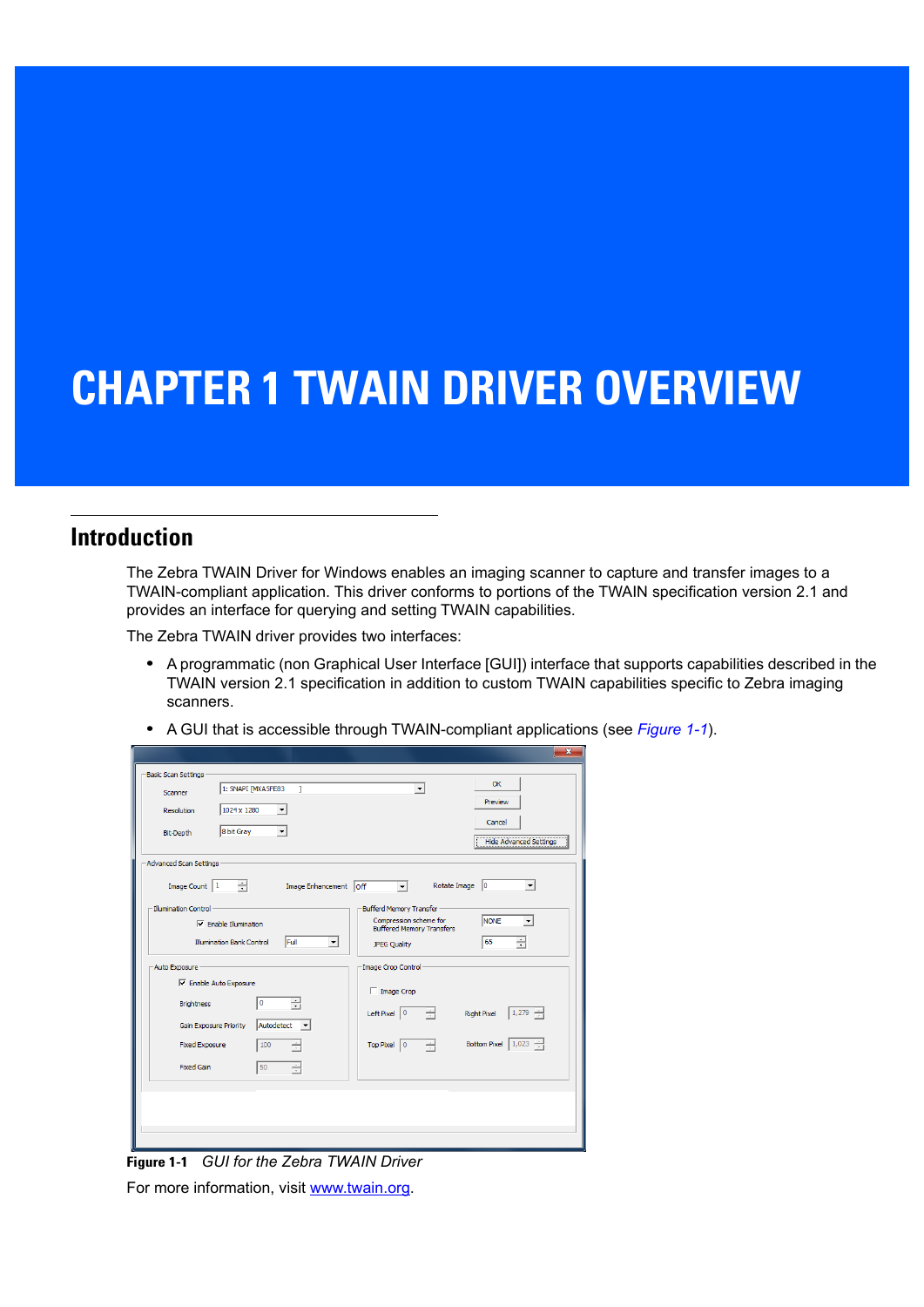# CHAPTER 1 TWAIN DRIVER OVERVIEW

## Introduction

The Zebra TWAIN Driver for Windows enables an imaging scanner to capture and transfer images to a TWAIN-compliant application. This driver conforms to portions of the TWAIN specification version 2.1 and provides an interface for querying and setting TWAIN capabilities.

The Zebra TWAIN driver provides two interfaces:

- A programmatic (non Graphical User Interface [GUI]) interface that supports capabilities described in the TWAIN version 2.1 specification in addition to custom TWAIN capabilities specific to Zebra imaging scanners.
- A GUI that is accessible through TWAIN-compliant applications (see *Figure 1-1*).

**Figure 1-1** *GUI for the Zebra TWAIN Driver*

For more information, visit www.twain.org.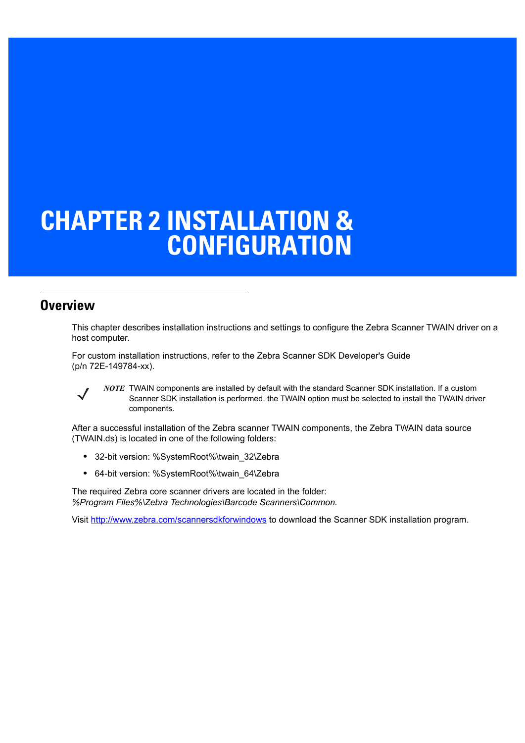# CHAPTER 2 INSTALLATION & CONFIGURATION

## Overview

This chapter describes installation instructions and settings to configure the Zebra Scanner TWAIN driver on a host computer.

For custom installation instructions, refer to the Zebra Scanner SDK Developer's Guide (p/n 72E-149784-xx).

> ✓ ***NOTE*** TWAIN components are installed by default with the standard Scanner SDK installation. If a custom Scanner SDK installation is performed, the TWAIN option must be selected to install the TWAIN driver components.

After a successful installation of the Zebra scanner TWAIN components, the Zebra TWAIN data source (TWAIN.ds) is located in one of the following folders:

- 32-bit version: %SystemRoot%\twain_32\Zebra
- 64-bit version: %SystemRoot%\twain_64\Zebra

The required Zebra core scanner drivers are located in the folder:
*%Program Files%\Zebra Technologies\Barcode Scanners\Common.*

Visit [http://www.zebra.com/scannersdkforwindows](http://www.zebra.com/scannersdkforwindows) to download the Scanner SDK installation program.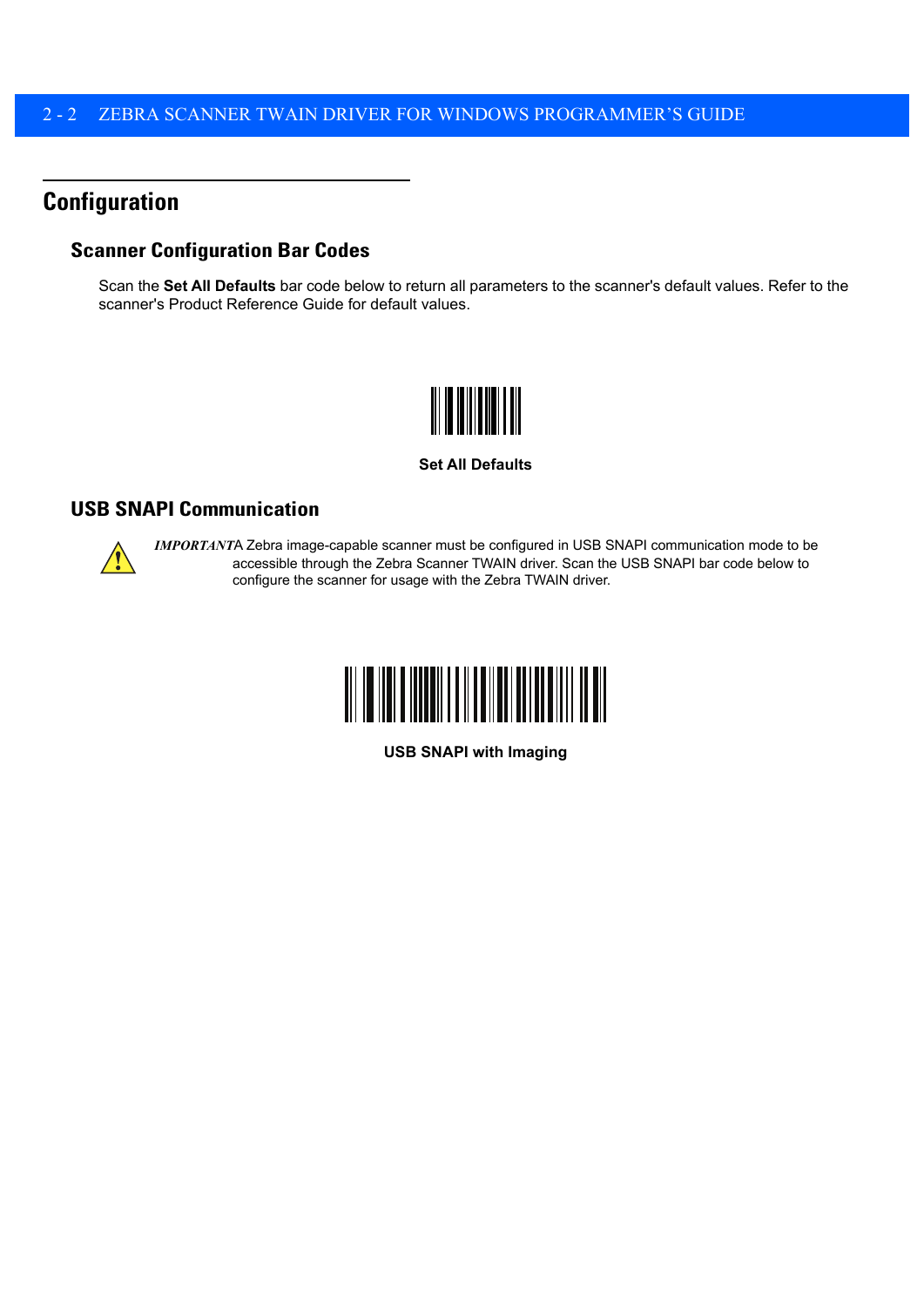# Configuration

## Scanner Configuration Bar Codes

Scan the **Set All Defaults** bar code below to return all parameters to the scanner's default values. Refer to the scanner's Product Reference Guide for default values.

**Set All Defaults**

## USB SNAPI Communication

***IMPORTANT*** A Zebra image-capable scanner must be configured in USB SNAPI communication mode to be accessible through the Zebra Scanner TWAIN driver. Scan the USB SNAPI bar code below to configure the scanner for usage with the Zebra TWAIN driver.

**USB SNAPI with Imaging**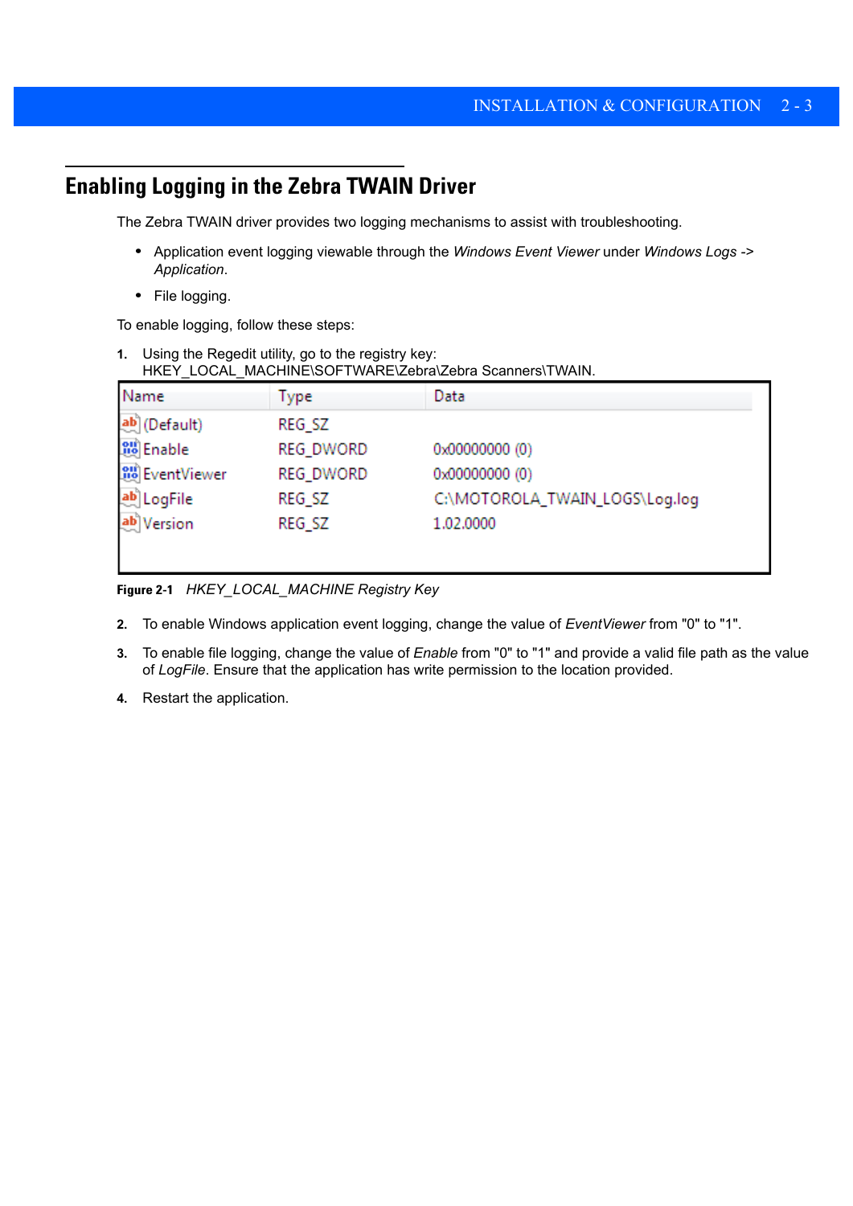## Enabling Logging in the Zebra TWAIN Driver

The Zebra TWAIN driver provides two logging mechanisms to assist with troubleshooting.

- Application event logging viewable through the *Windows Event Viewer* under *Windows Logs -> Application*.
- File logging.

To enable logging, follow these steps:

1. Using the Regedit utility, go to the registry key: HKEY_LOCAL_MACHINE\SOFTWARE\Zebra\Zebra Scanners\TWAIN.

| Name | Type | Data |
|---|---|---|
| (Default) | REG_SZ | |
| Enable | REG_DWORD | 0x00000000 (0) |
| EventViewer | REG_DWORD | 0x00000000 (0) |
| LogFile | REG_SZ | C:\MOTOROLA_TWAIN_LOGS\Log.log |
| Version | REG_SZ | 1.02.0000 |

**Figure 2-1** *HKEY_LOCAL_MACHINE Registry Key*

2. To enable Windows application event logging, change the value of *EventViewer* from "0" to "1".
3. To enable file logging, change the value of *Enable* from "0" to "1" and provide a valid file path as the value of *LogFile*. Ensure that the application has write permission to the location provided.
4. Restart the application.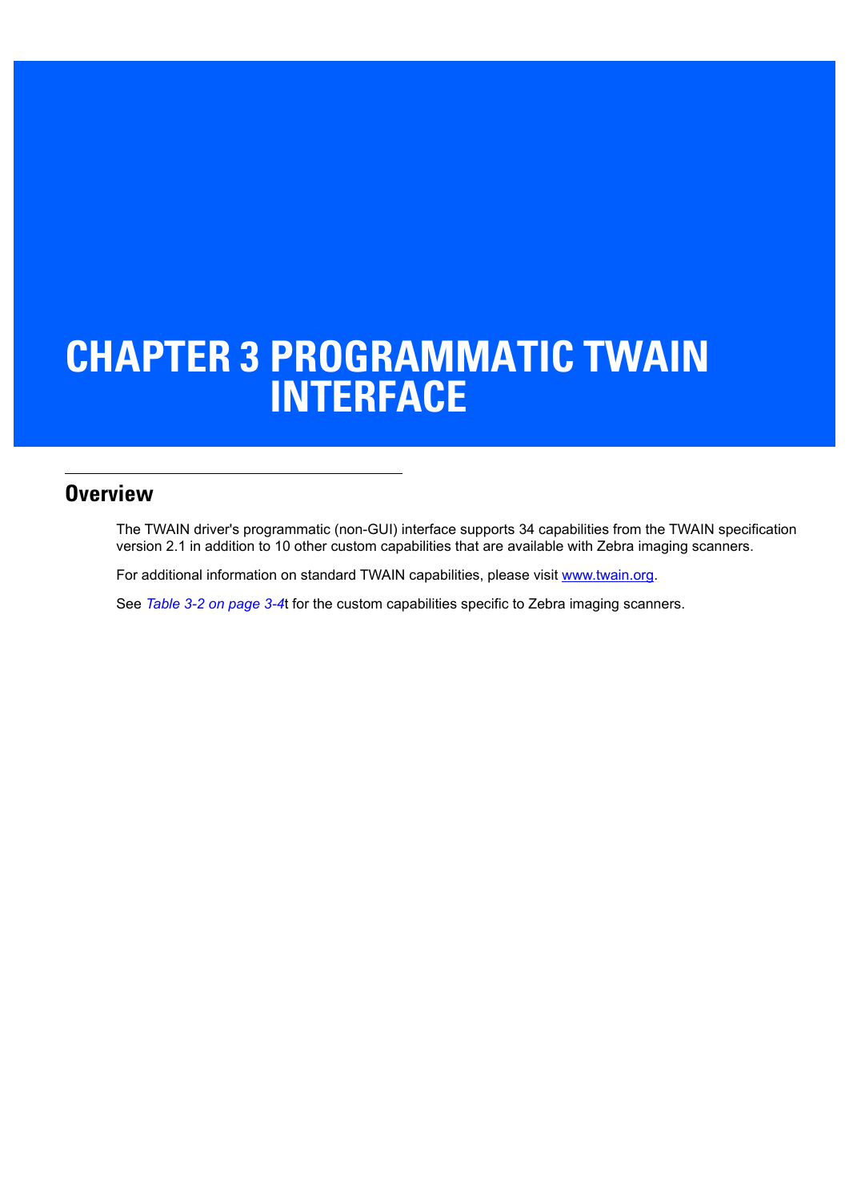# CHAPTER 3 PROGRAMMATIC TWAIN INTERFACE

## Overview

The TWAIN driver's programmatic (non-GUI) interface supports 34 capabilities from the TWAIN specification version 2.1 in addition to 10 other custom capabilities that are available with Zebra imaging scanners.

For additional information on standard TWAIN capabilities, please visit www.twain.org.

See *Table 3-2 on page 3-4*t for the custom capabilities specific to Zebra imaging scanners.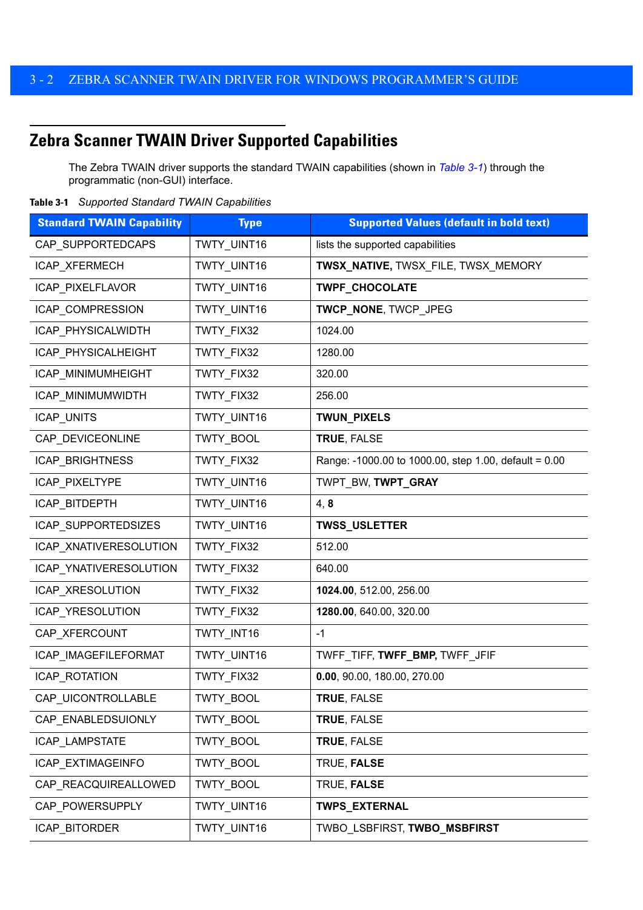## Zebra Scanner TWAIN Driver Supported Capabilities

The Zebra TWAIN driver supports the standard TWAIN capabilities (shown in *Table 3-1*) through the programmatic (non-GUI) interface.

**Table 3-1** *Supported Standard TWAIN Capabilities*

| Standard TWAIN Capability | Type | Supported Values (default in bold text) |
|---|---|---|
| CAP_SUPPORTEDCAPS | TWTY_UINT16 | lists the supported capabilities |
| ICAP_XFERMECH | TWTY_UINT16 | **TWSX_NATIVE,** TWSX_FILE, TWSX_MEMORY |
| ICAP_PIXELFLAVOR | TWTY_UINT16 | **TWPF_CHOCOLATE** |
| ICAP_COMPRESSION | TWTY_UINT16 | **TWCP_NONE**, TWCP_JPEG |
| ICAP_PHYSICALWIDTH | TWTY_FIX32 | 1024.00 |
| ICAP_PHYSICALHEIGHT | TWTY_FIX32 | 1280.00 |
| ICAP_MINIMUMHEIGHT | TWTY_FIX32 | 320.00 |
| ICAP_MINIMUMWIDTH | TWTY_FIX32 | 256.00 |
| ICAP_UNITS | TWTY_UINT16 | **TWUN_PIXELS** |
| CAP_DEVICEONLINE | TWTY_BOOL | **TRUE**, FALSE |
| ICAP_BRIGHTNESS | TWTY_FIX32 | Range: -1000.00 to 1000.00, step 1.00, default = 0.00 |
| ICAP_PIXELTYPE | TWTY_UINT16 | TWPT_BW, **TWPT_GRAY** |
| ICAP_BITDEPTH | TWTY_UINT16 | 4, **8** |
| ICAP_SUPPORTEDSIZES | TWTY_UINT16 | **TWSS_USLETTER** |
| ICAP_XNATIVERESOLUTION | TWTY_FIX32 | 512.00 |
| ICAP_YNATIVERESOLUTION | TWTY_FIX32 | 640.00 |
| ICAP_XRESOLUTION | TWTY_FIX32 | **1024.00**, 512.00, 256.00 |
| ICAP_YRESOLUTION | TWTY_FIX32 | **1280.00**, 640.00, 320.00 |
| CAP_XFERCOUNT | TWTY_INT16 | -1 |
| ICAP_IMAGEFILEFORMAT | TWTY_UINT16 | TWFF_TIFF, **TWFF_BMP,** TWFF_JFIF |
| ICAP_ROTATION | TWTY_FIX32 | **0.00**, 90.00, 180.00, 270.00 |
| CAP_UICONTROLLABLE | TWTY_BOOL | **TRUE**, FALSE |
| CAP_ENABLEDSUIONLY | TWTY_BOOL | **TRUE**, FALSE |
| ICAP_LAMPSTATE | TWTY_BOOL | **TRUE**, FALSE |
| ICAP_EXTIMAGEINFO | TWTY_BOOL | TRUE, **FALSE** |
| CAP_REACQUIREALLOWED | TWTY_BOOL | TRUE, **FALSE** |
| CAP_POWERSUPPLY | TWTY_UINT16 | **TWPS_EXTERNAL** |
| ICAP_BITORDER | TWTY_UINT16 | TWBO_LSBFIRST, **TWBO_MSBFIRST** |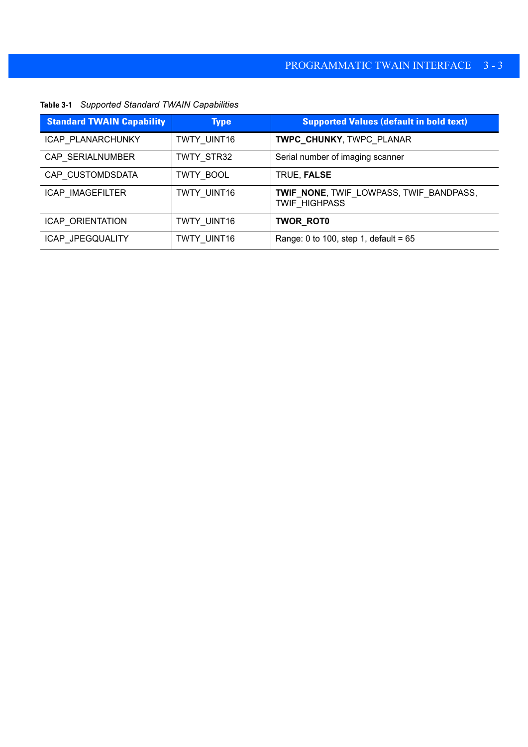**Table 3-1** *Supported Standard TWAIN Capabilities*

| Standard TWAIN Capability | Type | Supported Values (default in bold text) |
|---|---|---|
| ICAP_PLANARCHUNKY | TWTY_UINT16 | **TWPC_CHUNKY**, TWPC_PLANAR |
| CAP_SERIALNUMBER | TWTY_STR32 | Serial number of imaging scanner |
| CAP_CUSTOMDSDATA | TWTY_BOOL | TRUE, **FALSE** |
| ICAP_IMAGEFILTER | TWTY_UINT16 | **TWIF_NONE**, TWIF_LOWPASS, TWIF_BANDPASS, TWIF_HIGHPASS |
| ICAP_ORIENTATION | TWTY_UINT16 | **TWOR_ROT0** |
| ICAP_JPEGQUALITY | TWTY_UINT16 | Range: 0 to 100, step 1, default = 65 |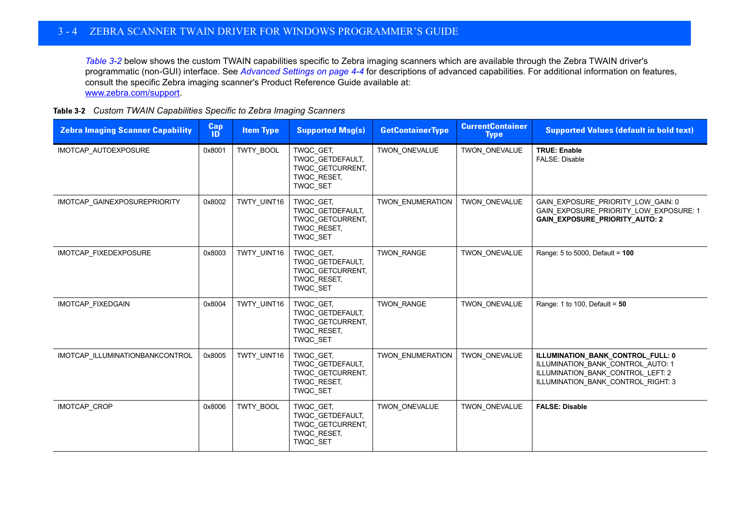*Table 3-2* below shows the custom TWAIN capabilities specific to Zebra imaging scanners which are available through the Zebra TWAIN driver's programmatic (non-GUI) interface. See *Advanced Settings on page 4-4* for descriptions of advanced capabilities. For additional information on features, consult the specific Zebra imaging scanner's Product Reference Guide available at: www.zebra.com/support.

**Table 3-2** *Custom TWAIN Capabilities Specific to Zebra Imaging Scanners*

| Zebra Imaging Scanner Capability | Cap ID | Item Type | Supported Msg(s) | GetContainerType | CurrentContainer Type | Supported Values (default in bold text) |
|---|---|---|---|---|---|---|
| IMOTCAP_AUTOEXPOSURE | 0x8001 | TWTY_BOOL | TWQC_GET, TWQC_GETDEFAULT, TWQC_GETCURRENT, TWQC_RESET, TWQC_SET | TWON_ONEVALUE | TWON_ONEVALUE | **TRUE: Enable**<br>FALSE: Disable |
| IMOTCAP_GAINEXPOSUREPRIORITY | 0x8002 | TWTY_UINT16 | TWQC_GET, TWQC_GETDEFAULT, TWQC_GETCURRENT, TWQC_RESET, TWQC_SET | TWON_ENUMERATION | TWON_ONEVALUE | GAIN_EXPOSURE_PRIORITY_LOW_GAIN: 0<br>GAIN_EXPOSURE_PRIORITY_LOW_EXPOSURE: 1<br>**GAIN_EXPOSURE_PRIORITY_AUTO: 2** |
| IMOTCAP_FIXEDEXPOSURE | 0x8003 | TWTY_UINT16 | TWQC_GET, TWQC_GETDEFAULT, TWQC_GETCURRENT, TWQC_RESET, TWQC_SET | TWON_RANGE | TWON_ONEVALUE | Range: 5 to 5000, Default = **100** |
| IMOTCAP_FIXEDGAIN | 0x8004 | TWTY_UINT16 | TWQC_GET, TWQC_GETDEFAULT, TWQC_GETCURRENT, TWQC_RESET, TWQC_SET | TWON_RANGE | TWON_ONEVALUE | Range: 1 to 100, Default = **50** |
| IMOTCAP_ILLUMINATIONBANKCONTROL | 0x8005 | TWTY_UINT16 | TWQC_GET, TWQC_GETDEFAULT, TWQC_GETCURRENT, TWQC_RESET, TWQC_SET | TWON_ENUMERATION | TWON_ONEVALUE | **ILLUMINATION_BANK_CONTROL_FULL: 0**<br>ILLUMINATION_BANK_CONTROL_AUTO: 1<br>ILLUMINATION_BANK_CONTROL_LEFT: 2<br>ILLUMINATION_BANK_CONTROL_RIGHT: 3 |
| IMOTCAP_CROP | 0x8006 | TWTY_BOOL | TWQC_GET, TWQC_GETDEFAULT, TWQC_GETCURRENT, TWQC_RESET, TWQC_SET | TWON_ONEVALUE | TWON_ONEVALUE | **FALSE: Disable** |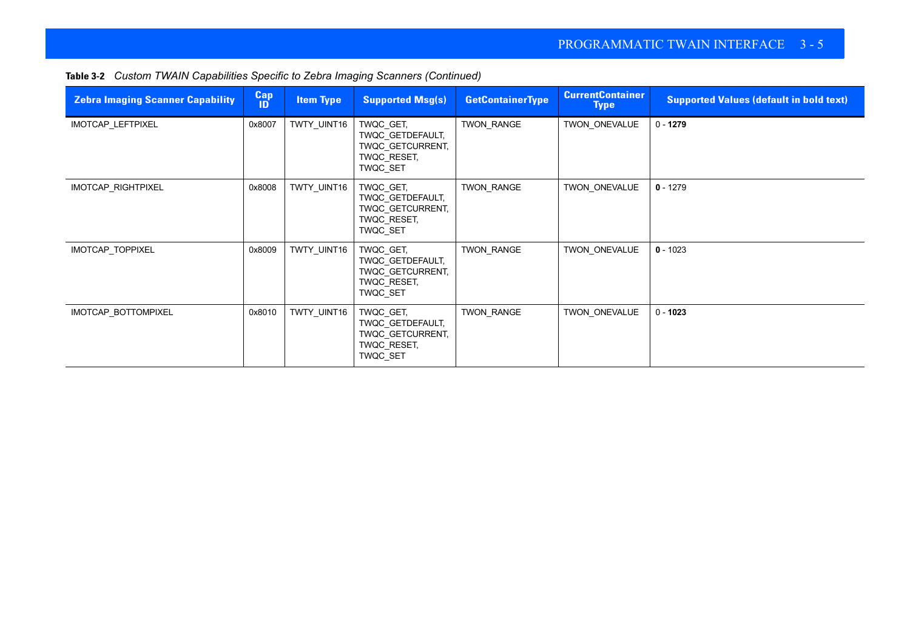**Table 3-2** *Custom TWAIN Capabilities Specific to Zebra Imaging Scanners (Continued)*

| Zebra Imaging Scanner Capability | Cap ID | Item Type | Supported Msg(s) | GetContainerType | CurrentContainer Type | Supported Values (default in bold text) |
|---|---|---|---|---|---|---|
| IMOTCAP_LEFTPIXEL | 0x8007 | TWTY_UINT16 | TWQC_GET, TWQC_GETDEFAULT, TWQC_GETCURRENT, TWQC_RESET, TWQC_SET | TWON_RANGE | TWON_ONEVALUE | 0 - **1279** |
| IMOTCAP_RIGHTPIXEL | 0x8008 | TWTY_UINT16 | TWQC_GET, TWQC_GETDEFAULT, TWQC_GETCURRENT, TWQC_RESET, TWQC_SET | TWON_RANGE | TWON_ONEVALUE | **0** - 1279 |
| IMOTCAP_TOPPIXEL | 0x8009 | TWTY_UINT16 | TWQC_GET, TWQC_GETDEFAULT, TWQC_GETCURRENT, TWQC_RESET, TWQC_SET | TWON_RANGE | TWON_ONEVALUE | **0** - 1023 |
| IMOTCAP_BOTTOMPIXEL | 0x8010 | TWTY_UINT16 | TWQC_GET, TWQC_GETDEFAULT, TWQC_GETCURRENT, TWQC_RESET, TWQC_SET | TWON_RANGE | TWON_ONEVALUE | 0 - **1023** |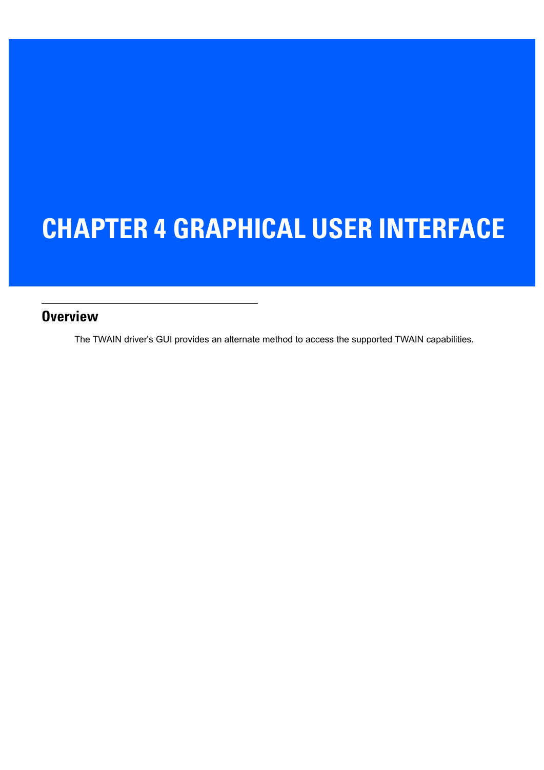# CHAPTER 4 GRAPHICAL USER INTERFACE

## Overview

The TWAIN driver's GUI provides an alternate method to access the supported TWAIN capabilities.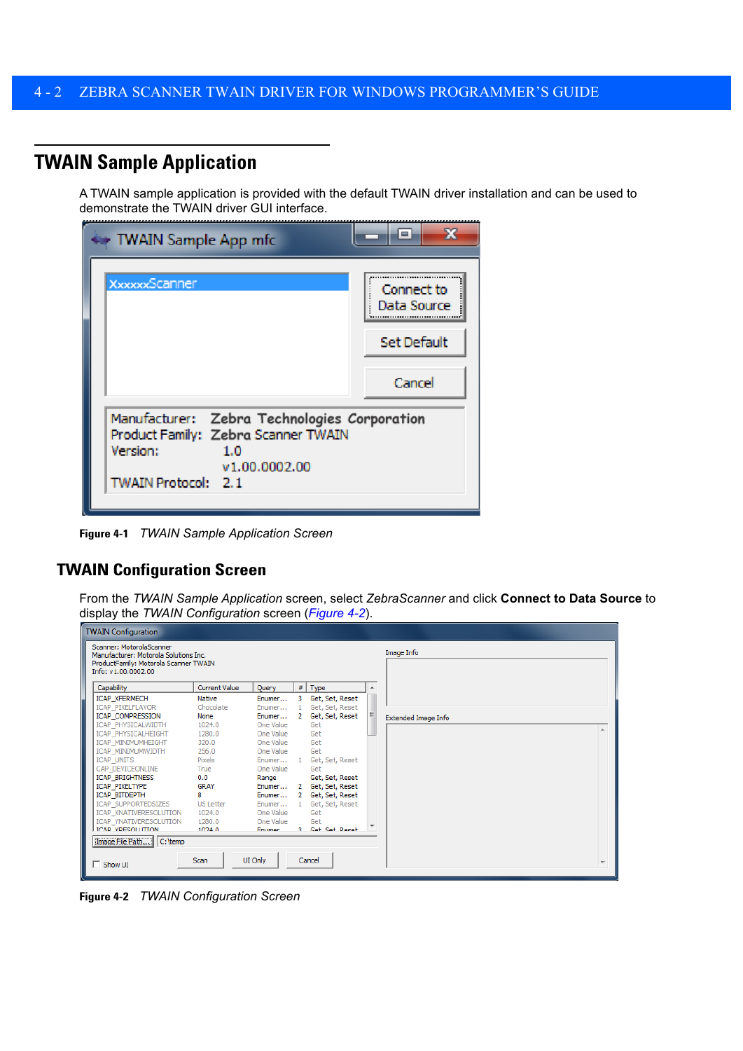## TWAIN Sample Application

A TWAIN sample application is provided with the default TWAIN driver installation and can be used to demonstrate the TWAIN driver GUI interface.

**Figure 4-1** *TWAIN Sample Application Screen*

### TWAIN Configuration Screen

From the *TWAIN Sample Application* screen, select *ZebraScanner* and click **Connect to Data Source** to display the *TWAIN Configuration* screen (*Figure 4-2*).

**Figure 4-2** *TWAIN Configuration Screen*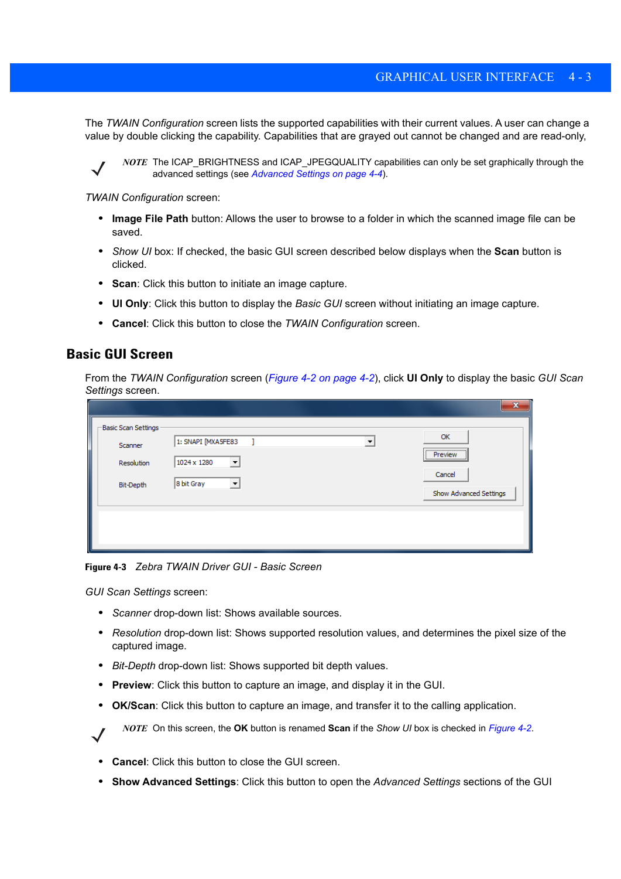The *TWAIN Configuration* screen lists the supported capabilities with their current values. A user can change a value by double clicking the capability. Capabilities that are grayed out cannot be changed and are read-only,

> *NOTE* The ICAP_BRIGHTNESS and ICAP_JPEGQUALITY capabilities can only be set graphically through the advanced settings (see *Advanced Settings on page 4-4*).

*TWAIN Configuration* screen:

- **Image File Path** button: Allows the user to browse to a folder in which the scanned image file can be saved.
- *Show UI* box: If checked, the basic GUI screen described below displays when the **Scan** button is clicked.
- **Scan**: Click this button to initiate an image capture.
- **UI Only**: Click this button to display the *Basic GUI* screen without initiating an image capture.
- **Cancel**: Click this button to close the *TWAIN Configuration* screen.

## Basic GUI Screen

From the *TWAIN Configuration* screen (*Figure 4-2 on page 4-2*), click **UI Only** to display the basic *GUI Scan Settings* screen.

**Figure 4-3** *Zebra TWAIN Driver GUI - Basic Screen*

*GUI Scan Settings* screen:

- *Scanner* drop-down list: Shows available sources.
- *Resolution* drop-down list: Shows supported resolution values, and determines the pixel size of the captured image.
- *Bit-Depth* drop-down list: Shows supported bit depth values.
- **Preview**: Click this button to capture an image, and display it in the GUI.
- **OK/Scan**: Click this button to capture an image, and transfer it to the calling application.

> *NOTE* On this screen, the **OK** button is renamed **Scan** if the *Show UI* box is checked in *Figure 4-2*.

- **Cancel**: Click this button to close the GUI screen.
- **Show Advanced Settings**: Click this button to open the *Advanced Settings* sections of the GUI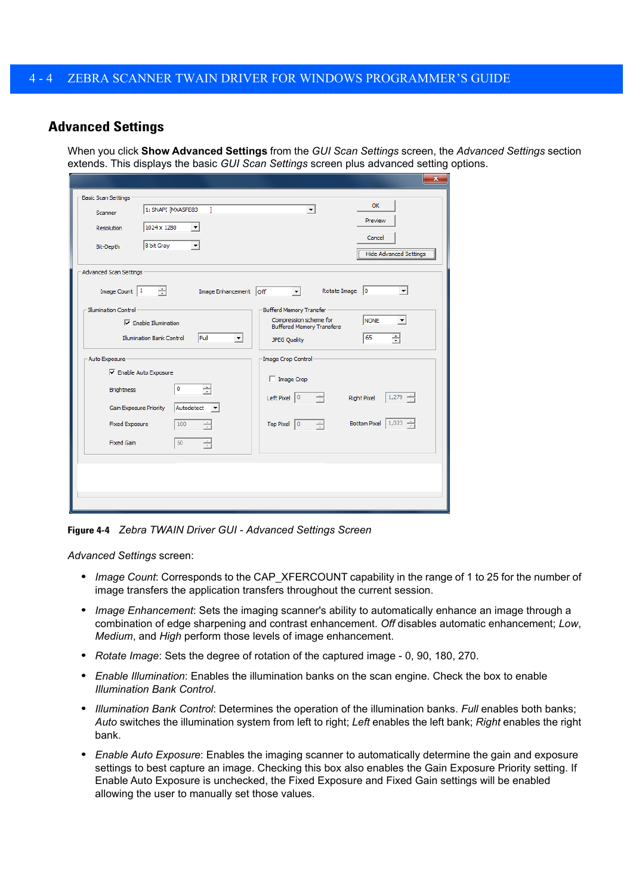## Advanced Settings

When you click **Show Advanced Settings** from the *GUI Scan Settings* screen, the *Advanced Settings* section extends. This displays the basic *GUI Scan Settings* screen plus advanced setting options.

**Figure 4-4** *Zebra TWAIN Driver GUI - Advanced Settings Screen*

*Advanced Settings* screen:

- *Image Count*: Corresponds to the CAP_XFERCOUNT capability in the range of 1 to 25 for the number of image transfers the application transfers throughout the current session.
- *Image Enhancement*: Sets the imaging scanner's ability to automatically enhance an image through a combination of edge sharpening and contrast enhancement. *Off* disables automatic enhancement; *Low*, *Medium*, and *High* perform those levels of image enhancement.
- *Rotate Image*: Sets the degree of rotation of the captured image - 0, 90, 180, 270.
- *Enable Illumination*: Enables the illumination banks on the scan engine. Check the box to enable *Illumination Bank Control*.
- *Illumination Bank Control*: Determines the operation of the illumination banks. *Full* enables both banks; *Auto* switches the illumination system from left to right; *Left* enables the left bank; *Right* enables the right bank.
- *Enable Auto Exposure*: Enables the imaging scanner to automatically determine the gain and exposure settings to best capture an image. Checking this box also enables the Gain Exposure Priority setting. If Enable Auto Exposure is unchecked, the Fixed Exposure and Fixed Gain settings will be enabled allowing the user to manually set those values.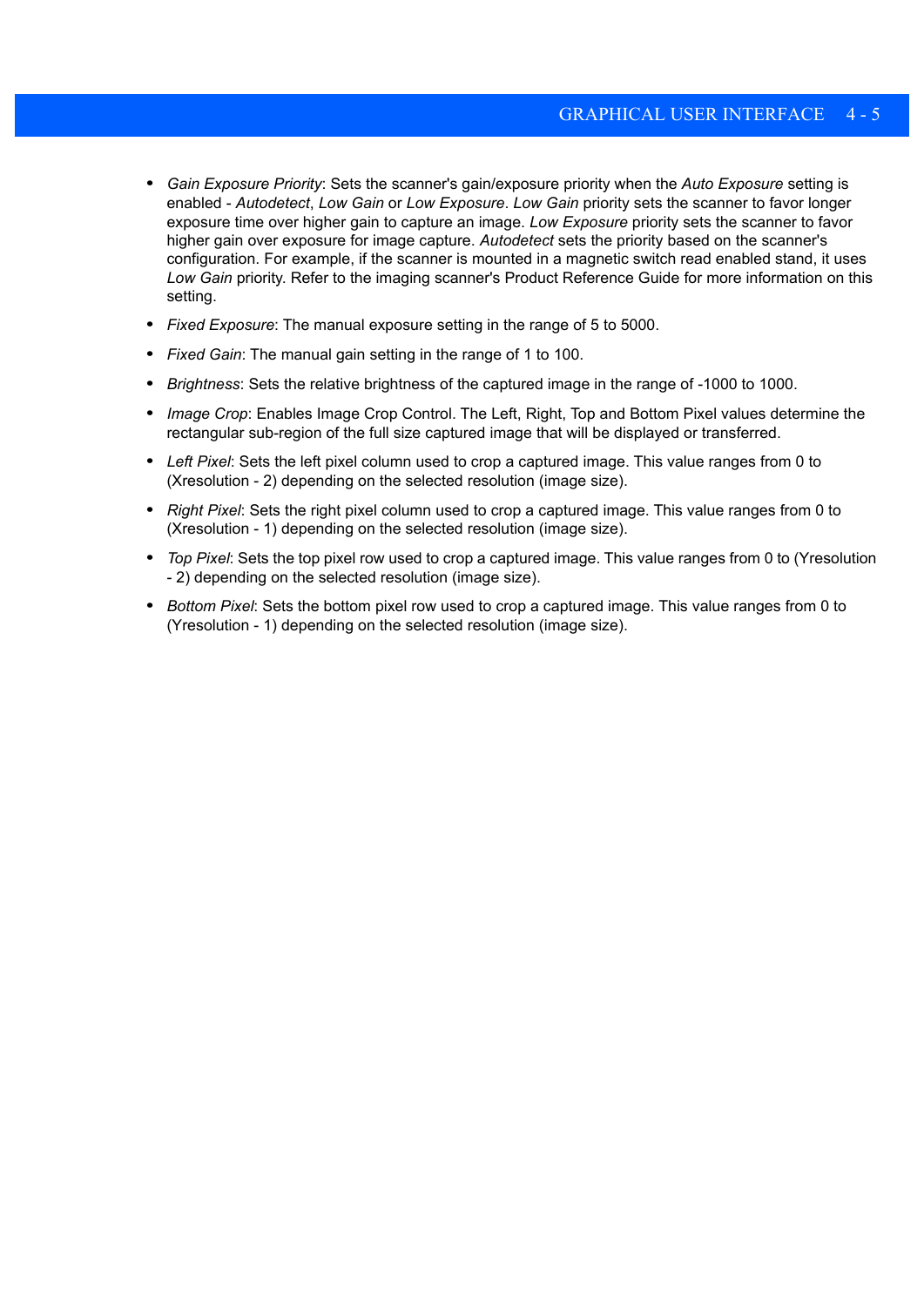- *Gain Exposure Priority*: Sets the scanner's gain/exposure priority when the *Auto Exposure* setting is enabled - *Autodetect*, *Low Gain* or *Low Exposure*. *Low Gain* priority sets the scanner to favor longer exposure time over higher gain to capture an image. *Low Exposure* priority sets the scanner to favor higher gain over exposure for image capture. *Autodetect* sets the priority based on the scanner's configuration. For example, if the scanner is mounted in a magnetic switch read enabled stand, it uses *Low Gain* priority. Refer to the imaging scanner's Product Reference Guide for more information on this setting.
- *Fixed Exposure*: The manual exposure setting in the range of 5 to 5000.
- *Fixed Gain*: The manual gain setting in the range of 1 to 100.
- *Brightness*: Sets the relative brightness of the captured image in the range of -1000 to 1000.
- *Image Crop*: Enables Image Crop Control. The Left, Right, Top and Bottom Pixel values determine the rectangular sub-region of the full size captured image that will be displayed or transferred.
- *Left Pixel*: Sets the left pixel column used to crop a captured image. This value ranges from 0 to (Xresolution - 2) depending on the selected resolution (image size).
- *Right Pixel*: Sets the right pixel column used to crop a captured image. This value ranges from 0 to (Xresolution - 1) depending on the selected resolution (image size).
- *Top Pixel*: Sets the top pixel row used to crop a captured image. This value ranges from 0 to (Yresolution - 2) depending on the selected resolution (image size).
- *Bottom Pixel*: Sets the bottom pixel row used to crop a captured image. This value ranges from 0 to (Yresolution - 1) depending on the selected resolution (image size).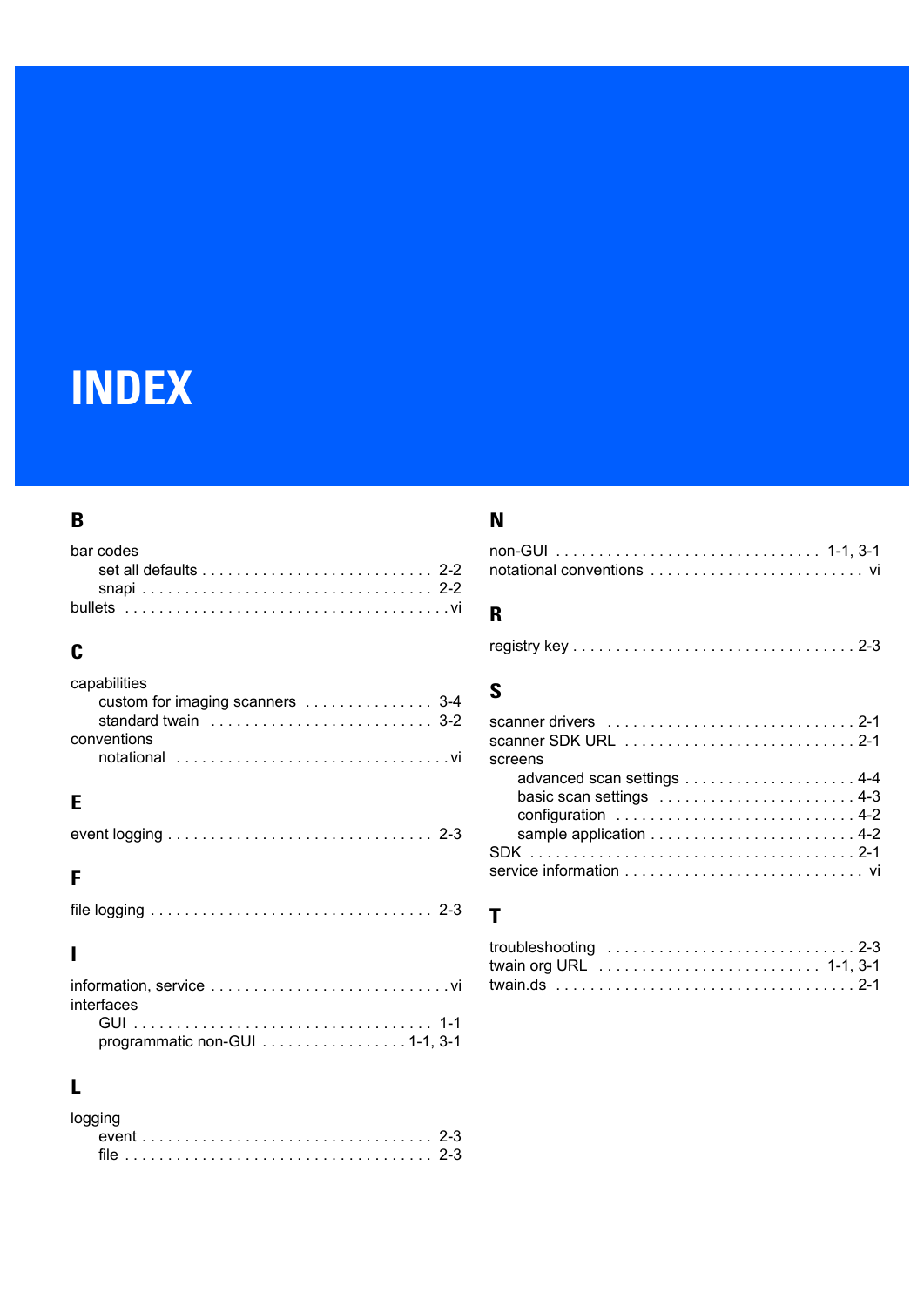# INDEX

## B

bar codes
- set all defaults . . . . . . . . . . . . . . . . . . . . . . . . . . . 2-2
- snapi . . . . . . . . . . . . . . . . . . . . . . . . . . . . . . . . . . 2-2

bullets . . . . . . . . . . . . . . . . . . . . . . . . . . . . . . . . . . . . . vi

## C

capabilities
- custom for imaging scanners . . . . . . . . . . . . . . . 3-4
- standard twain . . . . . . . . . . . . . . . . . . . . . . . . . . 3-2

conventions
- notational . . . . . . . . . . . . . . . . . . . . . . . . . . . . . . . vi

## E

event logging . . . . . . . . . . . . . . . . . . . . . . . . . . . . . . . 2-3

## F

file logging . . . . . . . . . . . . . . . . . . . . . . . . . . . . . . . . . 2-3

## I

information, service . . . . . . . . . . . . . . . . . . . . . . . . . . . vi

interfaces
- GUI . . . . . . . . . . . . . . . . . . . . . . . . . . . . . . . . . . . 1-1
- programmatic non-GUI . . . . . . . . . . . . . . . . . 1-1, 3-1

## L

logging
- event . . . . . . . . . . . . . . . . . . . . . . . . . . . . . . . . . . 2-3
- file . . . . . . . . . . . . . . . . . . . . . . . . . . . . . . . . . . . 2-3

## N

non-GUI . . . . . . . . . . . . . . . . . . . . . . . . . . . . . . 1-1, 3-1

notational conventions . . . . . . . . . . . . . . . . . . . . . . . . . vi

## R

registry key . . . . . . . . . . . . . . . . . . . . . . . . . . . . . . . . 2-3

## S

scanner drivers . . . . . . . . . . . . . . . . . . . . . . . . . . . . . 2-1

scanner SDK URL . . . . . . . . . . . . . . . . . . . . . . . . . . . 2-1

screens
- advanced scan settings . . . . . . . . . . . . . . . . . . . . 4-4
- basic scan settings . . . . . . . . . . . . . . . . . . . . . . . 4-3
- configuration . . . . . . . . . . . . . . . . . . . . . . . . . . . . 4-2
- sample application . . . . . . . . . . . . . . . . . . . . . . . . 4-2

SDK . . . . . . . . . . . . . . . . . . . . . . . . . . . . . . . . . . . . . . 2-1

service information . . . . . . . . . . . . . . . . . . . . . . . . . . . vi

## T

troubleshooting . . . . . . . . . . . . . . . . . . . . . . . . . . . . . 2-3

twain org URL . . . . . . . . . . . . . . . . . . . . . . . . . . 1-1, 3-1

twain.ds . . . . . . . . . . . . . . . . . . . . . . . . . . . . . . . . . . . 2-1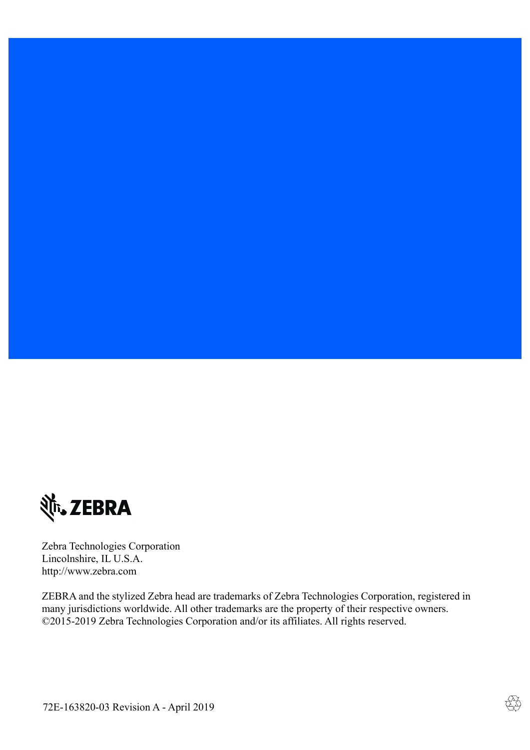ZEBRA

Zebra Technologies Corporation
Lincolnshire, IL U.S.A.
http://www.zebra.com

ZEBRA and the stylized Zebra head are trademarks of Zebra Technologies Corporation, registered in many jurisdictions worldwide. All other trademarks are the property of their respective owners.
©2015-2019 Zebra Technologies Corporation and/or its affiliates. All rights reserved.

72E-163820-03 Revision A - April 2019